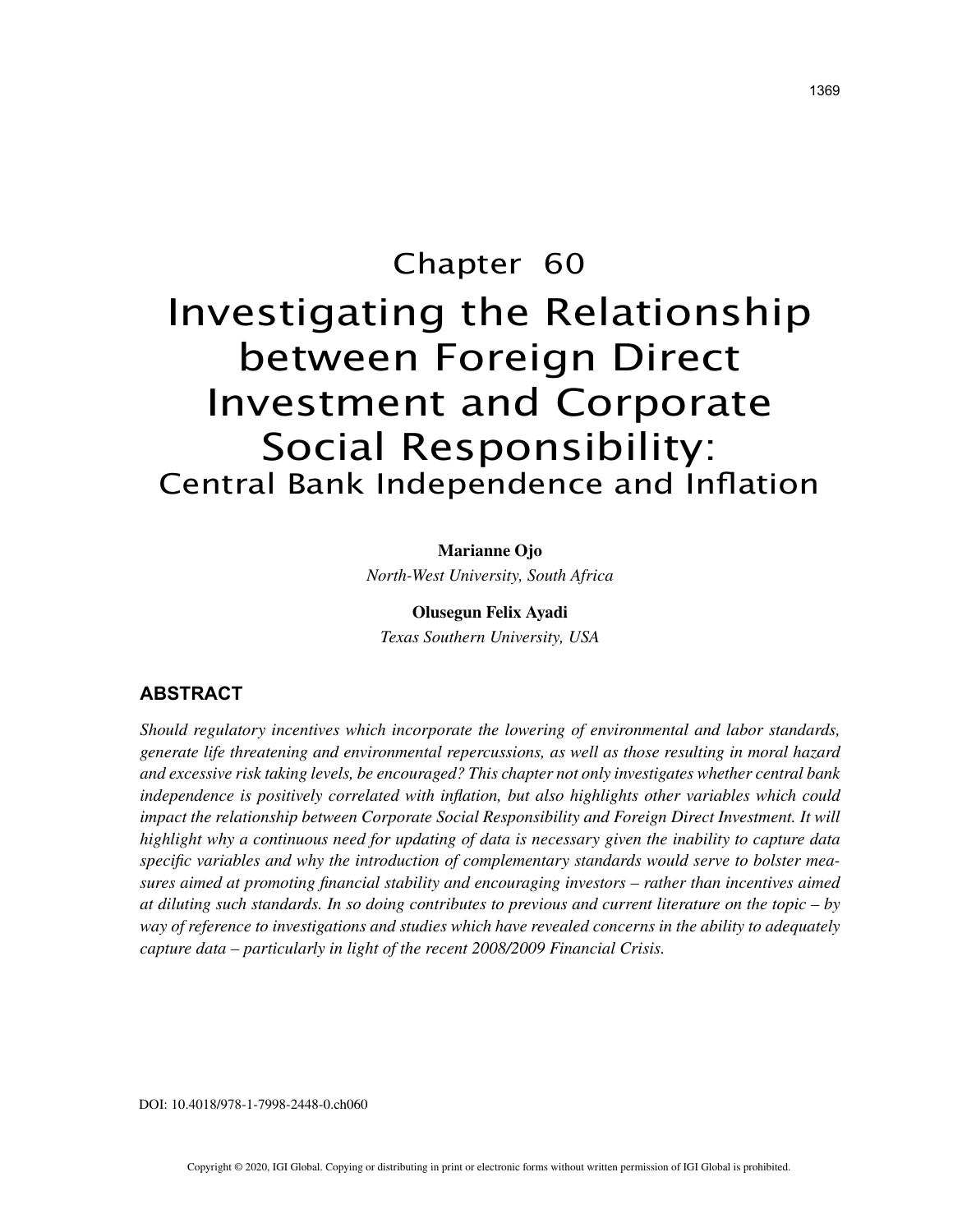# Chapter 60
# Investigating the Relationship between Foreign Direct Investment and Corporate Social Responsibility:
## Central Bank Independence and Inflation

**Marianne Ojo**
*North-West University, South Africa*

**Olusegun Felix Ayadi**
*Texas Southern University, USA*

## ABSTRACT

*Should regulatory incentives which incorporate the lowering of environmental and labor standards, generate life threatening and environmental repercussions, as well as those resulting in moral hazard and excessive risk taking levels, be encouraged? This chapter not only investigates whether central bank independence is positively correlated with inflation, but also highlights other variables which could impact the relationship between Corporate Social Responsibility and Foreign Direct Investment. It will highlight why a continuous need for updating of data is necessary given the inability to capture data specific variables and why the introduction of complementary standards would serve to bolster measures aimed at promoting financial stability and encouraging investors – rather than incentives aimed at diluting such standards. In so doing contributes to previous and current literature on the topic – by way of reference to investigations and studies which have revealed concerns in the ability to adequately capture data – particularly in light of the recent 2008/2009 Financial Crisis.*

DOI: 10.4018/978-1-7998-2448-0.ch060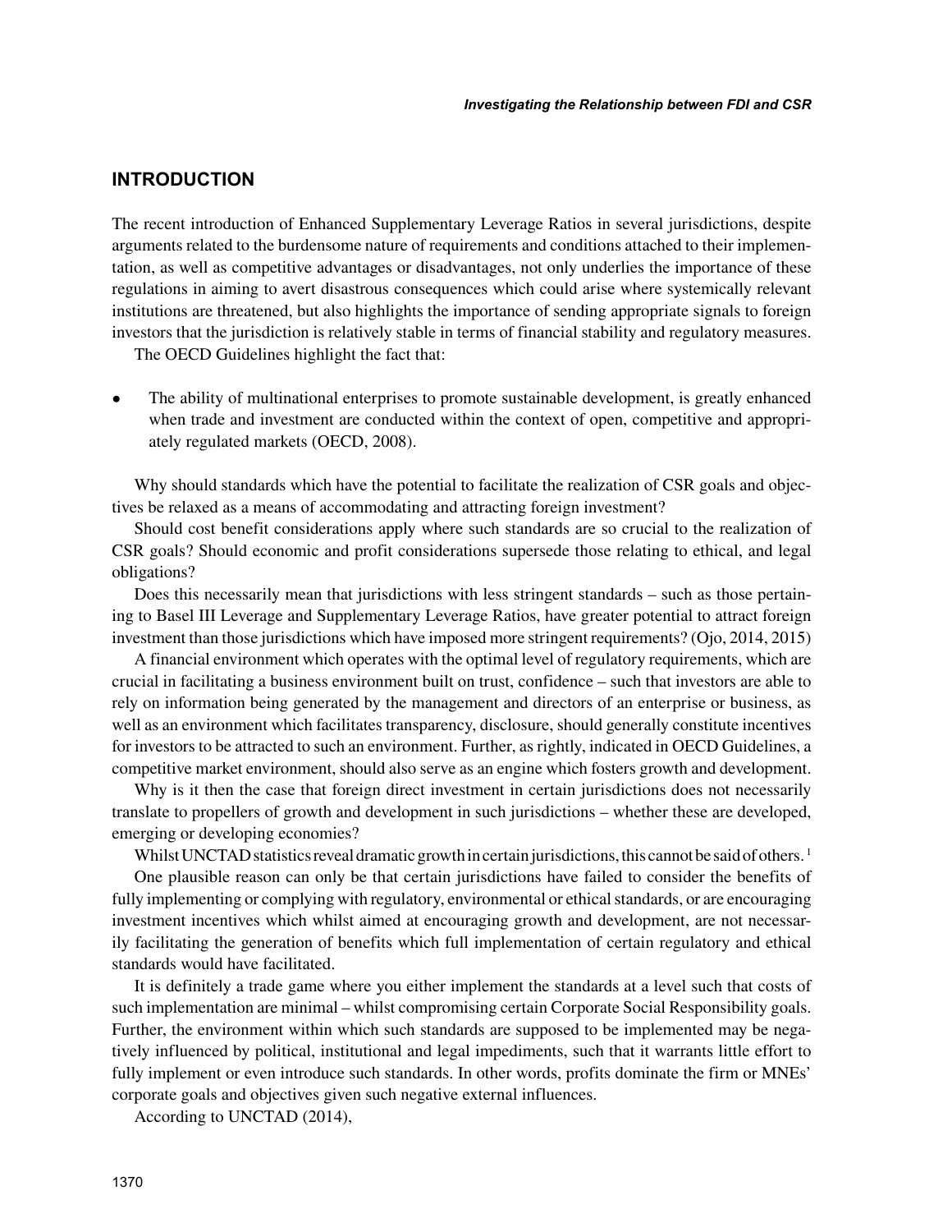## INTRODUCTION

The recent introduction of Enhanced Supplementary Leverage Ratios in several jurisdictions, despite arguments related to the burdensome nature of requirements and conditions attached to their implementation, as well as competitive advantages or disadvantages, not only underlies the importance of these regulations in aiming to avert disastrous consequences which could arise where systemically relevant institutions are threatened, but also highlights the importance of sending appropriate signals to foreign investors that the jurisdiction is relatively stable in terms of financial stability and regulatory measures.

The OECD Guidelines highlight the fact that:

- The ability of multinational enterprises to promote sustainable development, is greatly enhanced when trade and investment are conducted within the context of open, competitive and appropriately regulated markets (OECD, 2008).

Why should standards which have the potential to facilitate the realization of CSR goals and objectives be relaxed as a means of accommodating and attracting foreign investment?

Should cost benefit considerations apply where such standards are so crucial to the realization of CSR goals? Should economic and profit considerations supersede those relating to ethical, and legal obligations?

Does this necessarily mean that jurisdictions with less stringent standards – such as those pertaining to Basel III Leverage and Supplementary Leverage Ratios, have greater potential to attract foreign investment than those jurisdictions which have imposed more stringent requirements? (Ojo, 2014, 2015)

A financial environment which operates with the optimal level of regulatory requirements, which are crucial in facilitating a business environment built on trust, confidence – such that investors are able to rely on information being generated by the management and directors of an enterprise or business, as well as an environment which facilitates transparency, disclosure, should generally constitute incentives for investors to be attracted to such an environment. Further, as rightly, indicated in OECD Guidelines, a competitive market environment, should also serve as an engine which fosters growth and development.

Why is it then the case that foreign direct investment in certain jurisdictions does not necessarily translate to propellers of growth and development in such jurisdictions – whether these are developed, emerging or developing economies?

Whilst UNCTAD statistics reveal dramatic growth in certain jurisdictions, this cannot be said of others. [1]

One plausible reason can only be that certain jurisdictions have failed to consider the benefits of fully implementing or complying with regulatory, environmental or ethical standards, or are encouraging investment incentives which whilst aimed at encouraging growth and development, are not necessarily facilitating the generation of benefits which full implementation of certain regulatory and ethical standards would have facilitated.

It is definitely a trade game where you either implement the standards at a level such that costs of such implementation are minimal – whilst compromising certain Corporate Social Responsibility goals. Further, the environment within which such standards are supposed to be implemented may be negatively influenced by political, institutional and legal impediments, such that it warrants little effort to fully implement or even introduce such standards. In other words, profits dominate the firm or MNEs' corporate goals and objectives given such negative external influences.

According to UNCTAD (2014),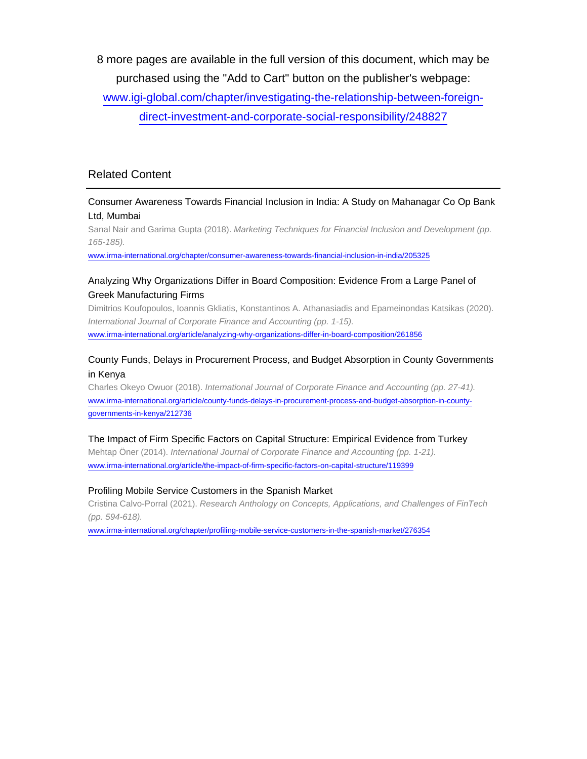8 more pages are available in the full version of this document, which may be purchased using the "Add to Cart" button on the publisher's webpage: [www.igi-global.com/chapter/investigating-the-relationship-between-foreign-direct-investment-and-corporate-social-responsibility/248827](www.igi-global.com/chapter/investigating-the-relationship-between-foreign-direct-investment-and-corporate-social-responsibility/248827)

## Related Content

Consumer Awareness Towards Financial Inclusion in India: A Study on Mahanagar Co Op Bank Ltd, Mumbai
Sanal Nair and Garima Gupta (2018). *Marketing Techniques for Financial Inclusion and Development (pp. 165-185).*
[www.irma-international.org/chapter/consumer-awareness-towards-financial-inclusion-in-india/205325](www.irma-international.org/chapter/consumer-awareness-towards-financial-inclusion-in-india/205325)

Analyzing Why Organizations Differ in Board Composition: Evidence From a Large Panel of Greek Manufacturing Firms
Dimitrios Koufopoulos, Ioannis Gkliatis, Konstantinos A. Athanasiadis and Epameinondas Katsikas (2020). *International Journal of Corporate Finance and Accounting (pp. 1-15).*
[www.irma-international.org/article/analyzing-why-organizations-differ-in-board-composition/261856](www.irma-international.org/article/analyzing-why-organizations-differ-in-board-composition/261856)

County Funds, Delays in Procurement Process, and Budget Absorption in County Governments in Kenya
Charles Okeyo Owuor (2018). *International Journal of Corporate Finance and Accounting (pp. 27-41).*
[www.irma-international.org/article/county-funds-delays-in-procurement-process-and-budget-absorption-in-county-governments-in-kenya/212736](www.irma-international.org/article/county-funds-delays-in-procurement-process-and-budget-absorption-in-county-governments-in-kenya/212736)

The Impact of Firm Specific Factors on Capital Structure: Empirical Evidence from Turkey
Mehtap Öner (2014). *International Journal of Corporate Finance and Accounting (pp. 1-21).*
[www.irma-international.org/article/the-impact-of-firm-specific-factors-on-capital-structure/119399](www.irma-international.org/article/the-impact-of-firm-specific-factors-on-capital-structure/119399)

Profiling Mobile Service Customers in the Spanish Market
Cristina Calvo-Porral (2021). *Research Anthology on Concepts, Applications, and Challenges of FinTech (pp. 594-618).*
[www.irma-international.org/chapter/profiling-mobile-service-customers-in-the-spanish-market/276354](www.irma-international.org/chapter/profiling-mobile-service-customers-in-the-spanish-market/276354)